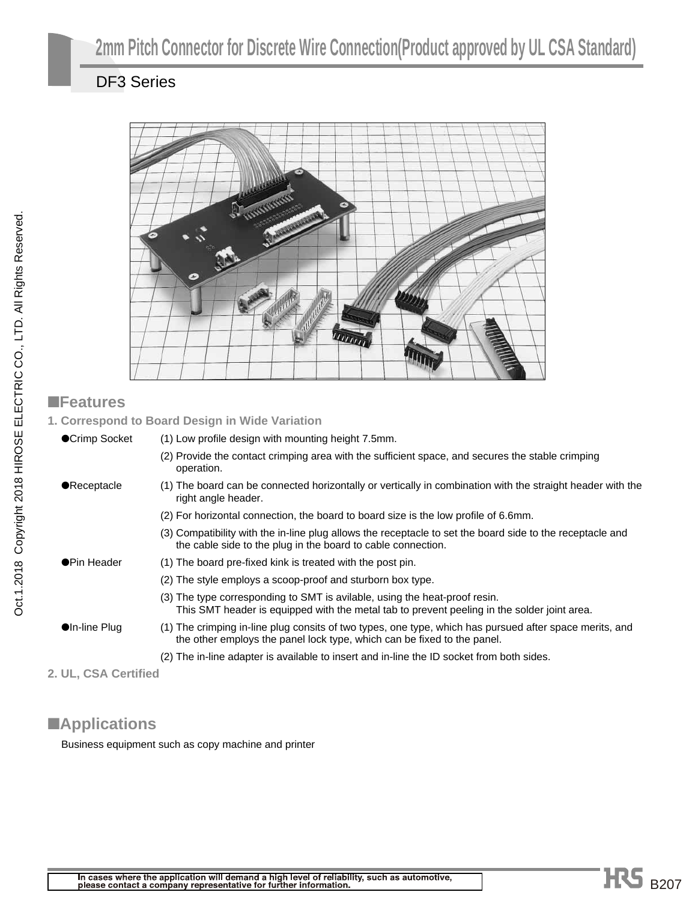# 2mm Pitch Connector for Discrete Wire Connection(Product approved by UL CSA Standard)

## DF3 Series

## ■Features

**1. Correspond to Board Design in Wide Variation**

●Crimp Socket
(1) Low profile design with mounting height 7.5mm.
(2) Provide the contact crimping area with the sufficient space, and secures the stable crimping operation.

●Receptacle
(1) The board can be connected horizontally or vertically in combination with the straight header with the right angle header.
(2) For horizontal connection, the board to board size is the low profile of 6.6mm.
(3) Compatibility with the in-line plug allows the receptacle to set the board side to the receptacle and the cable side to the plug in the board to cable connection.

●Pin Header
(1) The board pre-fixed kink is treated with the post pin.
(2) The style employs a scoop-proof and sturborn box type.
(3) The type corresponding to SMT is avilable, using the heat-proof resin.
This SMT header is equipped with the metal tab to prevent peeling in the solder joint area.

●In-line Plug
(1) The crimping in-line plug consits of two types, one type, which has pursued after space merits, and the other employs the panel lock type, which can be fixed to the panel.
(2) The in-line adapter is available to insert and in-line the ID socket from both sides.

**2. UL, CSA Certified**

## ■Applications

Business equipment such as copy machine and printer

In cases where the application will demand a high level of reliability, such as automotive, please contact a company representative for further information.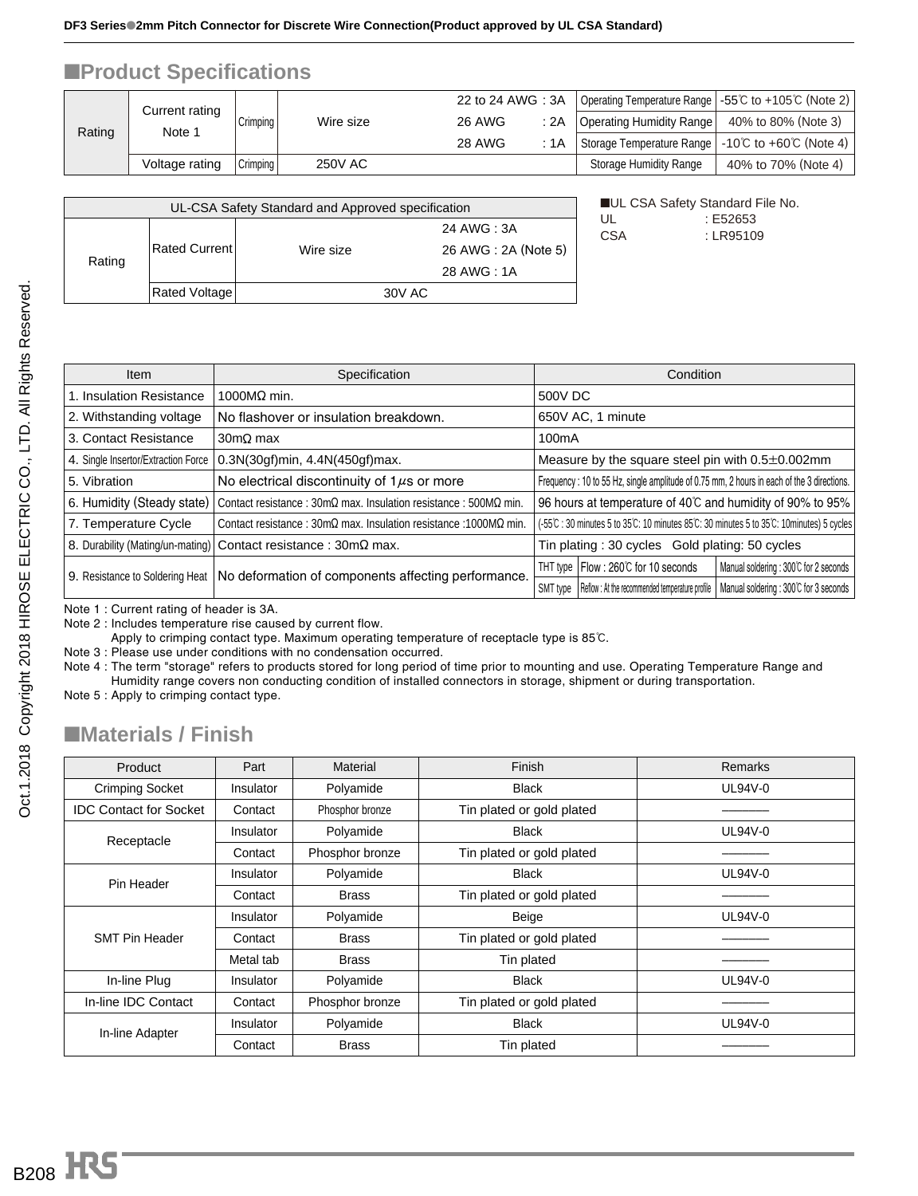## ■Product Specifications

| Rating | | | | | Operating Temperature Range | -55℃ to +105℃ (Note 2) |
|---|---|---|---|---|---|---|
| Rating | Current rating Note 1 | Crimping | Wire size | 22 to 24 AWG : 3A | Operating Temperature Range | -55℃ to +105℃ (Note 2) |
| | | | | 26 AWG : 2A | Operating Humidity Range | 40% to 80% (Note 3) |
| | | | | 28 AWG : 1A | Storage Temperature Range | -10℃ to +60℃ (Note 4) |
| | Voltage rating | Crimping | 250V AC | | Storage Humidity Range | 40% to 70% (Note 4) |

| UL-CSA Safety Standard and Approved specification | | | |
|---|---|---|---|
| Rating | Rated Current | Wire size | 24 AWG : 3A |
| | | | 26 AWG : 2A (Note 5) |
| | | | 28 AWG : 1A |
| | Rated Voltage | 30V AC | |

■UL CSA Safety Standard File No.

UL : E52653

CSA : LR95109

| Item | Specification | Condition | | |
|---|---|---|---|---|
| 1. Insulation Resistance | 1000MΩ min. | 500V DC | | |
| 2. Withstanding voltage | No flashover or insulation breakdown. | 650V AC, 1 minute | | |
| 3. Contact Resistance | 30mΩ max | 100mA | | |
| 4. Single Insertor/Extraction Force | 0.3N(30gf)min, 4.4N(450gf)max. | Measure by the square steel pin with 0.5±0.002mm | | |
| 5. Vibration | No electrical discontinuity of 1μs or more | Frequency : 10 to 55 Hz, single amplitude of 0.75 mm, 2 hours in each of the 3 directions. | | |
| 6. Humidity (Steady state) | Contact resistance : 30mΩ max. Insulation resistance : 500MΩ min. | 96 hours at temperature of 40℃ and humidity of 90% to 95% | | |
| 7. Temperature Cycle | Contact resistance : 30mΩ max. Insulation resistance :1000MΩ min. | (-55℃ : 30 minutes 5 to 35℃: 10 minutes 85℃: 30 minutes 5 to 35℃: 10minutes) 5 cycles | | |
| 8. Durability (Mating/un-mating) | Contact resistance : 30mΩ max. | Tin plating : 30 cycles Gold plating: 50 cycles | | |
| 9. Resistance to Soldering Heat | No deformation of components affecting performance. | THT type | Flow : 260℃ for 10 seconds | Manual soldering : 300℃ for 2 seconds |
| | | SMT type | Reflow : At the recommended temperature profile | Manual soldering : 300℃ for 3 seconds |

Note 1 : Current rating of header is 3A.

Note 2 : Includes temperature rise caused by current flow.
Apply to crimping contact type. Maximum operating temperature of receptacle type is 85℃.

Note 3 : Please use under conditions with no condensation occurred.

Note 4 : The term "storage" refers to products stored for long period of time prior to mounting and use. Operating Temperature Range and Humidity range covers non conducting condition of installed connectors in storage, shipment or during transportation.

Note 5 : Apply to crimping contact type.

## ■Materials / Finish

| Product | Part | Material | Finish | Remarks |
|---|---|---|---|---|
| Crimping Socket | Insulator | Polyamide | Black | UL94V-0 |
| IDC Contact for Socket | Contact | Phosphor bronze | Tin plated or gold plated | ——— |
| Receptacle | Insulator | Polyamide | Black | UL94V-0 |
| | Contact | Phosphor bronze | Tin plated or gold plated | ——— |
| Pin Header | Insulator | Polyamide | Black | UL94V-0 |
| | Contact | Brass | Tin plated or gold plated | ——— |
| SMT Pin Header | Insulator | Polyamide | Beige | UL94V-0 |
| | Contact | Brass | Tin plated or gold plated | ——— |
| | Metal tab | Brass | Tin plated | ——— |
| In-line Plug | Insulator | Polyamide | Black | UL94V-0 |
| In-line IDC Contact | Contact | Phosphor bronze | Tin plated or gold plated | ——— |
| In-line Adapter | Insulator | Polyamide | Black | UL94V-0 |
| | Contact | Brass | Tin plated | ——— |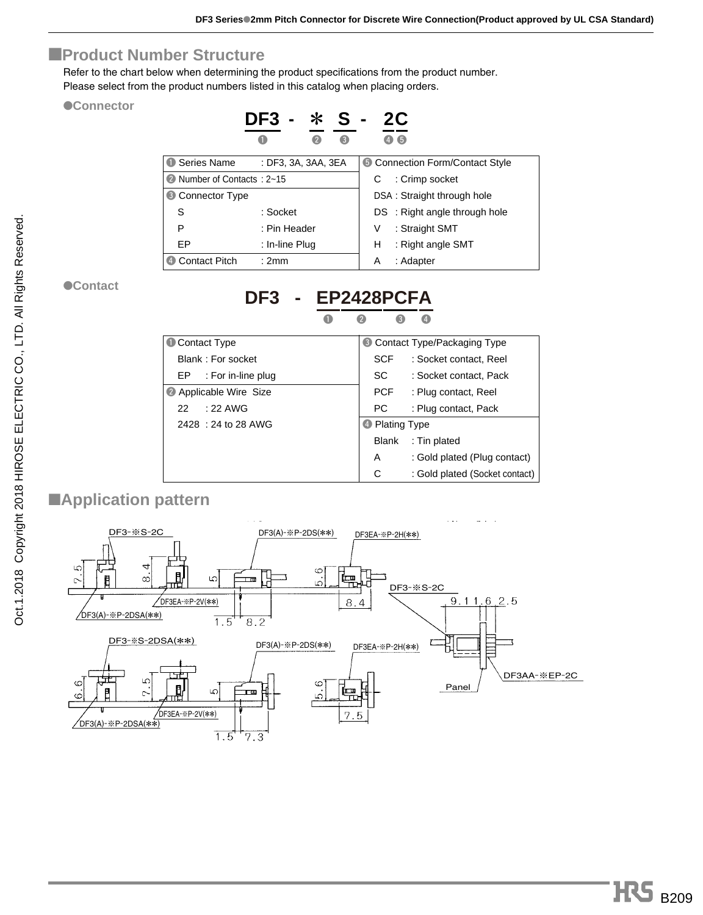## ■Product Number Structure

Refer to the chart below when determining the product specifications from the product number.
Please select from the product numbers listed in this catalog when placing orders.

### ●Connector

**DF3 - ＊ S - 2C**

❶ ❷ ❸ ❹❺

| ❶ Series Name : DF3, 3A, 3AA, 3EA | ❺ Connection Form/Contact Style |
|---|---|
| ❷ Number of Contacts : 2~15 | C : Crimp socket |
| ❸ Connector Type | DSA : Straight through hole |
| S : Socket | DS : Right angle through hole |
| P : Pin Header | V : Straight SMT |
| EP : In-line Plug | H : Right angle SMT |
| ❹ Contact Pitch : 2mm | A : Adapter |

### ●Contact

**DF3 - EP2428PCFA**

❶ ❷ ❸ ❹

| ❶ Contact Type | ❸ Contact Type/Packaging Type |
|---|---|
| Blank : For socket | SCF : Socket contact, Reel |
| EP : For in-line plug | SC : Socket contact, Pack |
| ❷ Applicable Wire Size | PCF : Plug contact, Reel |
| 22 : 22 AWG | PC : Plug contact, Pack |
| 2428 : 24 to 28 AWG | ❹ Plating Type |
| | Blank : Tin plated |
| | A : Gold plated (Plug contact) |
| | C : Gold plated (Socket contact) |

## ■Application pattern

DF3-※S-2C, DF3(A)-※P-2DS(✱✱), DF3EA-※P-2H(✱✱), DF3EA-※P-2V(✱✱), DF3(A)-※P-2DSA(✱✱), DF3-※S-2C, DF3AA-※EP-2C, Panel, DF3-※S-2DSA(✱✱), DF3(A)-※P-2DS(✱✱), DF3EA-※P-2H(✱✱), DF3EA-※P-2V(✱✱), DF3(A)-※P-2DSA(✱✱)

Dimensions: 7.5, 8.4, 5, 5.6, 8.4, 1.5, 8.2, 9.1, 11.6, 2.5, 6.6, 7.5, 5, 5.6, 7.5, 1.5, 7.3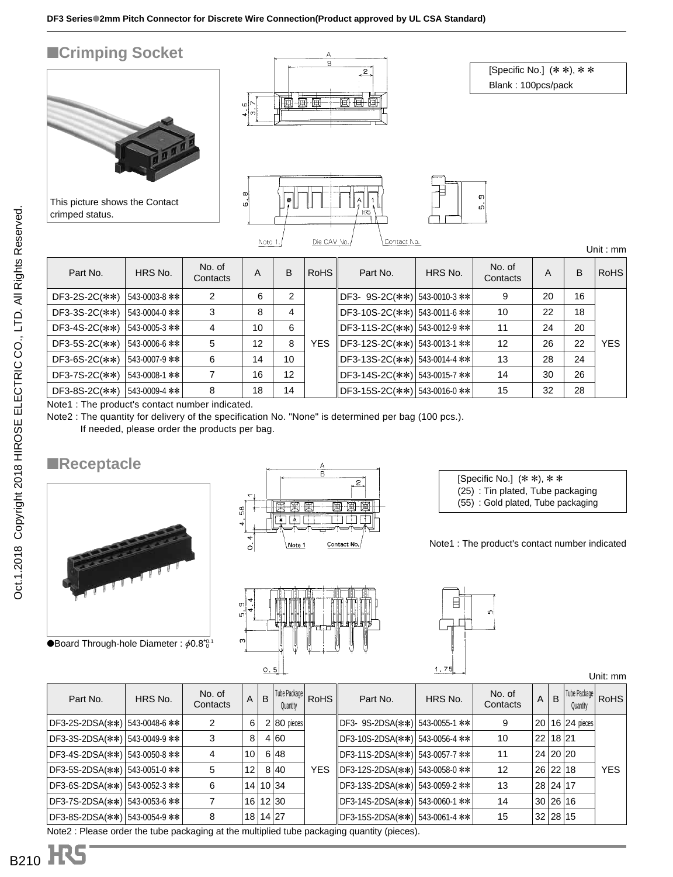## ■Crimping Socket

This picture shows the Contact crimped status.

[Specific No.] (∗∗), ∗∗
Blank : 100pcs/pack

Unit : mm

| Part No. | HRS No. | No. of Contacts | A | B | RoHS | Part No. | HRS No. | No. of Contacts | A | B | RoHS |
|---|---|---|---|---|---|---|---|---|---|---|---|
| DF3-2S-2C(∗∗) | 543-0003-8 ∗∗ | 2 | 6 | 2 | YES | DF3- 9S-2C(∗∗) | 543-0010-3 ∗∗ | 9 | 20 | 16 | YES |
| DF3-3S-2C(∗∗) | 543-0004-0 ∗∗ | 3 | 8 | 4 | | DF3-10S-2C(∗∗) | 543-0011-6 ∗∗ | 10 | 22 | 18 | |
| DF3-4S-2C(∗∗) | 543-0005-3 ∗∗ | 4 | 10 | 6 | | DF3-11S-2C(∗∗) | 543-0012-9 ∗∗ | 11 | 24 | 20 | |
| DF3-5S-2C(∗∗) | 543-0006-6 ∗∗ | 5 | 12 | 8 | | DF3-12S-2C(∗∗) | 543-0013-1 ∗∗ | 12 | 26 | 22 | |
| DF3-6S-2C(∗∗) | 543-0007-9 ∗∗ | 6 | 14 | 10 | | DF3-13S-2C(∗∗) | 543-0014-4 ∗∗ | 13 | 28 | 24 | |
| DF3-7S-2C(∗∗) | 543-0008-1 ∗∗ | 7 | 16 | 12 | | DF3-14S-2C(∗∗) | 543-0015-7 ∗∗ | 14 | 30 | 26 | |
| DF3-8S-2C(∗∗) | 543-0009-4 ∗∗ | 8 | 18 | 14 | | DF3-15S-2C(∗∗) | 543-0016-0 ∗∗ | 15 | 32 | 28 | |

Note1 : The product's contact number indicated.

Note2 : The quantity for delivery of the specification No. "None" is determined per bag (100 pcs.).
If needed, please order the products per bag.

## ■Receptacle

●Board Through-hole Diameter : $\phi 0.8^{+0.1}_{0}$

[Specific No.] (∗∗), ∗∗
(25) : Tin plated, Tube packaging
(55) : Gold plated, Tube packaging

Note1 : The product's contact number indicated

Unit: mm

| Part No. | HRS No. | No. of Contacts | A | B | Tube Package Quantity | RoHS | Part No. | HRS No. | No. of Contacts | A | B | Tube Package Quantity | RoHS |
|---|---|---|---|---|---|---|---|---|---|---|---|---|---|
| DF3-2S-2DSA(∗∗) | 543-0048-6 ∗∗ | 2 | 6 | 2 | 80 pieces | YES | DF3- 9S-2DSA(∗∗) | 543-0055-1 ∗∗ | 9 | 20 | 16 | 24 pieces | YES |
| DF3-3S-2DSA(∗∗) | 543-0049-9 ∗∗ | 3 | 8 | 4 | 60 | | DF3-10S-2DSA(∗∗) | 543-0056-4 ∗∗ | 10 | 22 | 18 | 21 | |
| DF3-4S-2DSA(∗∗) | 543-0050-8 ∗∗ | 4 | 10 | 6 | 48 | | DF3-11S-2DSA(∗∗) | 543-0057-7 ∗∗ | 11 | 24 | 20 | 20 | |
| DF3-5S-2DSA(∗∗) | 543-0051-0 ∗∗ | 5 | 12 | 8 | 40 | | DF3-12S-2DSA(∗∗) | 543-0058-0 ∗∗ | 12 | 26 | 22 | 18 | |
| DF3-6S-2DSA(∗∗) | 543-0052-3 ∗∗ | 6 | 14 | 10 | 34 | | DF3-13S-2DSA(∗∗) | 543-0059-2 ∗∗ | 13 | 28 | 24 | 17 | |
| DF3-7S-2DSA(∗∗) | 543-0053-6 ∗∗ | 7 | 16 | 12 | 30 | | DF3-14S-2DSA(∗∗) | 543-0060-1 ∗∗ | 14 | 30 | 26 | 16 | |
| DF3-8S-2DSA(∗∗) | 543-0054-9 ∗∗ | 8 | 18 | 14 | 27 | | DF3-15S-2DSA(∗∗) | 543-0061-4 ∗∗ | 15 | 32 | 28 | 15 | |

Note2 : Please order the tube packaging at the multiplied tube packaging quantity (pieces).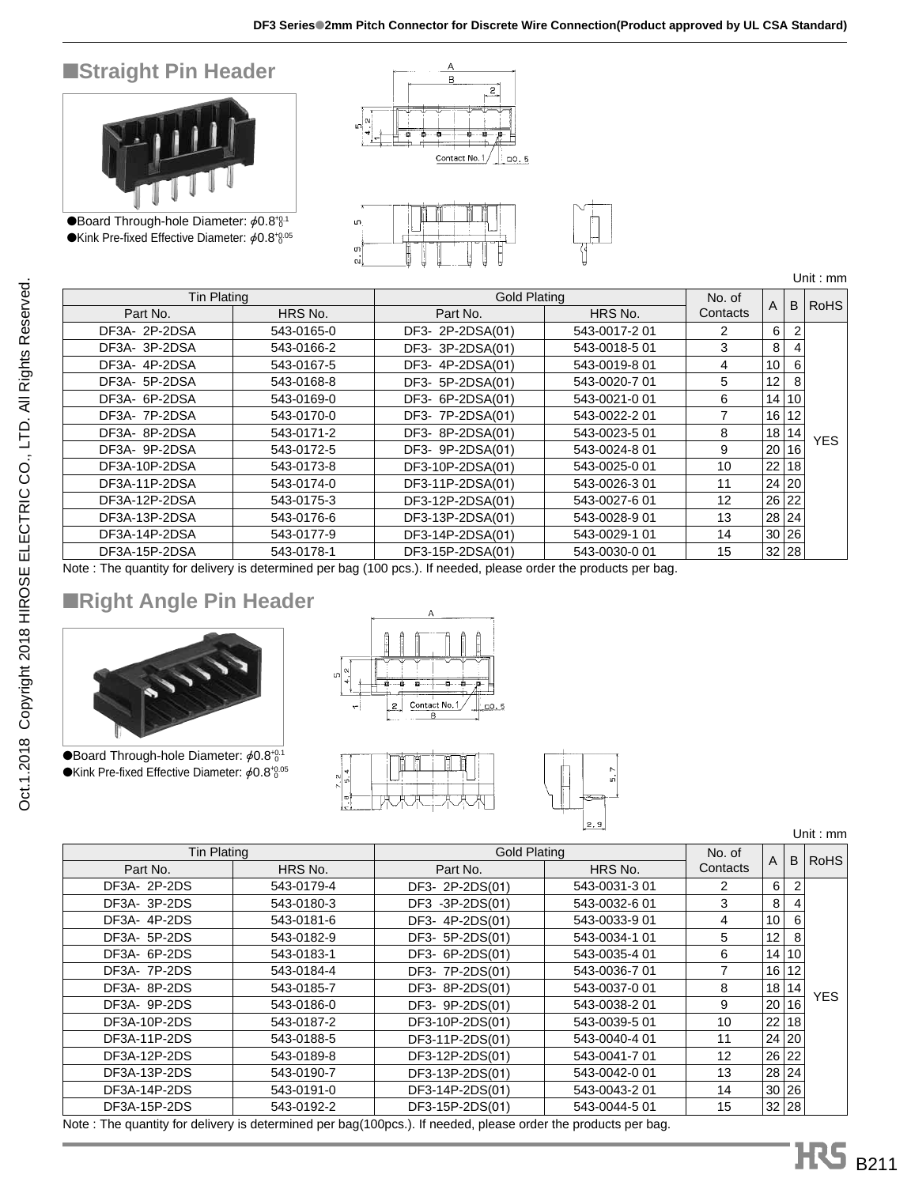## ■Straight Pin Header

●Board Through-hole Diameter: $\phi 0.8^{+0.1}_{0}$

●Kink Pre-fixed Effective Diameter: $\phi 0.8^{+0.05}_{0}$

Unit : mm

| Tin Plating | | Gold Plating | | No. of Contacts | A | B | RoHS |
|---|---|---|---|---|---|---|---|
| Part No. | HRS No. | Part No. | HRS No. | | | | |
| DF3A- 2P-2DSA | 543-0165-0 | DF3- 2P-2DSA(01) | 543-0017-2 01 | 2 | 6 | 2 | YES |
| DF3A- 3P-2DSA | 543-0166-2 | DF3- 3P-2DSA(01) | 543-0018-5 01 | 3 | 8 | 4 | |
| DF3A- 4P-2DSA | 543-0167-5 | DF3- 4P-2DSA(01) | 543-0019-8 01 | 4 | 10 | 6 | |
| DF3A- 5P-2DSA | 543-0168-8 | DF3- 5P-2DSA(01) | 543-0020-7 01 | 5 | 12 | 8 | |
| DF3A- 6P-2DSA | 543-0169-0 | DF3- 6P-2DSA(01) | 543-0021-0 01 | 6 | 14 | 10 | |
| DF3A- 7P-2DSA | 543-0170-0 | DF3- 7P-2DSA(01) | 543-0022-2 01 | 7 | 16 | 12 | |
| DF3A- 8P-2DSA | 543-0171-2 | DF3- 8P-2DSA(01) | 543-0023-5 01 | 8 | 18 | 14 | |
| DF3A- 9P-2DSA | 543-0172-5 | DF3- 9P-2DSA(01) | 543-0024-8 01 | 9 | 20 | 16 | |
| DF3A-10P-2DSA | 543-0173-8 | DF3-10P-2DSA(01) | 543-0025-0 01 | 10 | 22 | 18 | |
| DF3A-11P-2DSA | 543-0174-0 | DF3-11P-2DSA(01) | 543-0026-3 01 | 11 | 24 | 20 | |
| DF3A-12P-2DSA | 543-0175-3 | DF3-12P-2DSA(01) | 543-0027-6 01 | 12 | 26 | 22 | |
| DF3A-13P-2DSA | 543-0176-6 | DF3-13P-2DSA(01) | 543-0028-9 01 | 13 | 28 | 24 | |
| DF3A-14P-2DSA | 543-0177-9 | DF3-14P-2DSA(01) | 543-0029-1 01 | 14 | 30 | 26 | |
| DF3A-15P-2DSA | 543-0178-1 | DF3-15P-2DSA(01) | 543-0030-0 01 | 15 | 32 | 28 | |

Note : The quantity for delivery is determined per bag (100 pcs.). If needed, please order the products per bag.

## ■Right Angle Pin Header

●Board Through-hole Diameter: $\phi 0.8^{+0.1}_{0}$

●Kink Pre-fixed Effective Diameter: $\phi 0.8^{+0.05}_{0}$

Unit : mm

| Tin Plating | | Gold Plating | | No. of Contacts | A | B | RoHS |
|---|---|---|---|---|---|---|---|
| Part No. | HRS No. | Part No. | HRS No. | | | | |
| DF3A- 2P-2DS | 543-0179-4 | DF3- 2P-2DS(01) | 543-0031-3 01 | 2 | 6 | 2 | YES |
| DF3A- 3P-2DS | 543-0180-3 | DF3 -3P-2DS(01) | 543-0032-6 01 | 3 | 8 | 4 | |
| DF3A- 4P-2DS | 543-0181-6 | DF3- 4P-2DS(01) | 543-0033-9 01 | 4 | 10 | 6 | |
| DF3A- 5P-2DS | 543-0182-9 | DF3- 5P-2DS(01) | 543-0034-1 01 | 5 | 12 | 8 | |
| DF3A- 6P-2DS | 543-0183-1 | DF3- 6P-2DS(01) | 543-0035-4 01 | 6 | 14 | 10 | |
| DF3A- 7P-2DS | 543-0184-4 | DF3- 7P-2DS(01) | 543-0036-7 01 | 7 | 16 | 12 | |
| DF3A- 8P-2DS | 543-0185-7 | DF3- 8P-2DS(01) | 543-0037-0 01 | 8 | 18 | 14 | |
| DF3A- 9P-2DS | 543-0186-0 | DF3- 9P-2DS(01) | 543-0038-2 01 | 9 | 20 | 16 | |
| DF3A-10P-2DS | 543-0187-2 | DF3-10P-2DS(01) | 543-0039-5 01 | 10 | 22 | 18 | |
| DF3A-11P-2DS | 543-0188-5 | DF3-11P-2DS(01) | 543-0040-4 01 | 11 | 24 | 20 | |
| DF3A-12P-2DS | 543-0189-8 | DF3-12P-2DS(01) | 543-0041-7 01 | 12 | 26 | 22 | |
| DF3A-13P-2DS | 543-0190-7 | DF3-13P-2DS(01) | 543-0042-0 01 | 13 | 28 | 24 | |
| DF3A-14P-2DS | 543-0191-0 | DF3-14P-2DS(01) | 543-0043-2 01 | 14 | 30 | 26 | |
| DF3A-15P-2DS | 543-0192-2 | DF3-15P-2DS(01) | 543-0044-5 01 | 15 | 32 | 28 | |

Note : The quantity for delivery is determined per bag(100pcs.). If needed, please order the products per bag.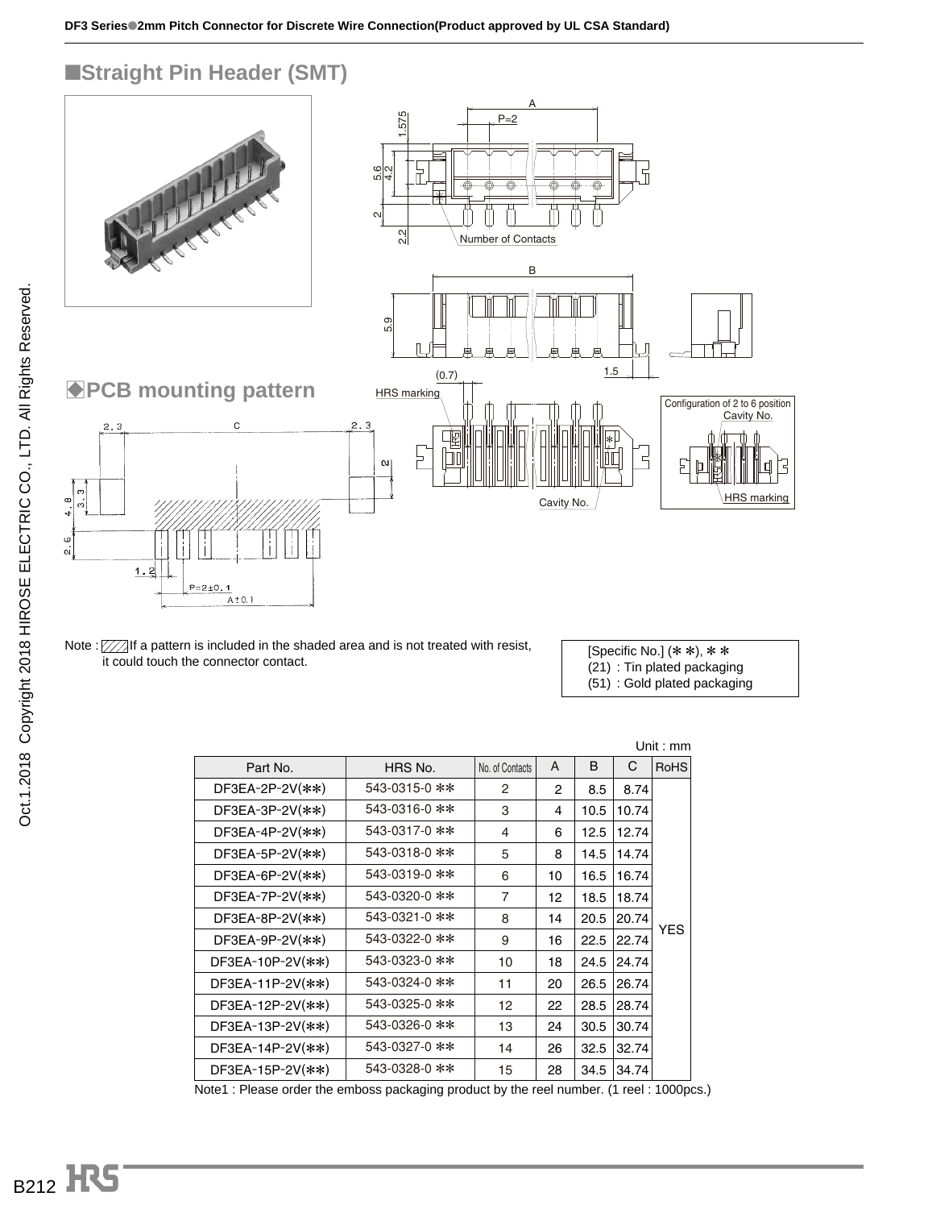## ■Straight Pin Header (SMT)

## ◆PCB mounting pattern

Note : ▨ If a pattern is included in the shaded area and is not treated with resist, it could touch the connector contact.

[Specific No.] (∗∗), ∗∗
(21) : Tin plated packaging
(51) : Gold plated packaging

Unit : mm

| Part No. | HRS No. | No. of Contacts | A | B | C | RoHS |
|---|---|---|---|---|---|---|
| DF3EA-2P-2V(∗∗) | 543-0315-0 ∗∗ | 2 | 2 | 8.5 | 8.74 | YES |
| DF3EA-3P-2V(∗∗) | 543-0316-0 ∗∗ | 3 | 4 | 10.5 | 10.74 | |
| DF3EA-4P-2V(∗∗) | 543-0317-0 ∗∗ | 4 | 6 | 12.5 | 12.74 | |
| DF3EA-5P-2V(∗∗) | 543-0318-0 ∗∗ | 5 | 8 | 14.5 | 14.74 | |
| DF3EA-6P-2V(∗∗) | 543-0319-0 ∗∗ | 6 | 10 | 16.5 | 16.74 | |
| DF3EA-7P-2V(∗∗) | 543-0320-0 ∗∗ | 7 | 12 | 18.5 | 18.74 | |
| DF3EA-8P-2V(∗∗) | 543-0321-0 ∗∗ | 8 | 14 | 20.5 | 20.74 | |
| DF3EA-9P-2V(∗∗) | 543-0322-0 ∗∗ | 9 | 16 | 22.5 | 22.74 | |
| DF3EA-10P-2V(∗∗) | 543-0323-0 ∗∗ | 10 | 18 | 24.5 | 24.74 | |
| DF3EA-11P-2V(∗∗) | 543-0324-0 ∗∗ | 11 | 20 | 26.5 | 26.74 | |
| DF3EA-12P-2V(∗∗) | 543-0325-0 ∗∗ | 12 | 22 | 28.5 | 28.74 | |
| DF3EA-13P-2V(∗∗) | 543-0326-0 ∗∗ | 13 | 24 | 30.5 | 30.74 | |
| DF3EA-14P-2V(∗∗) | 543-0327-0 ∗∗ | 14 | 26 | 32.5 | 32.74 | |
| DF3EA-15P-2V(∗∗) | 543-0328-0 ∗∗ | 15 | 28 | 34.5 | 34.74 | |

Note1 : Please order the emboss packaging product by the reel number. (1 reel : 1000pcs.)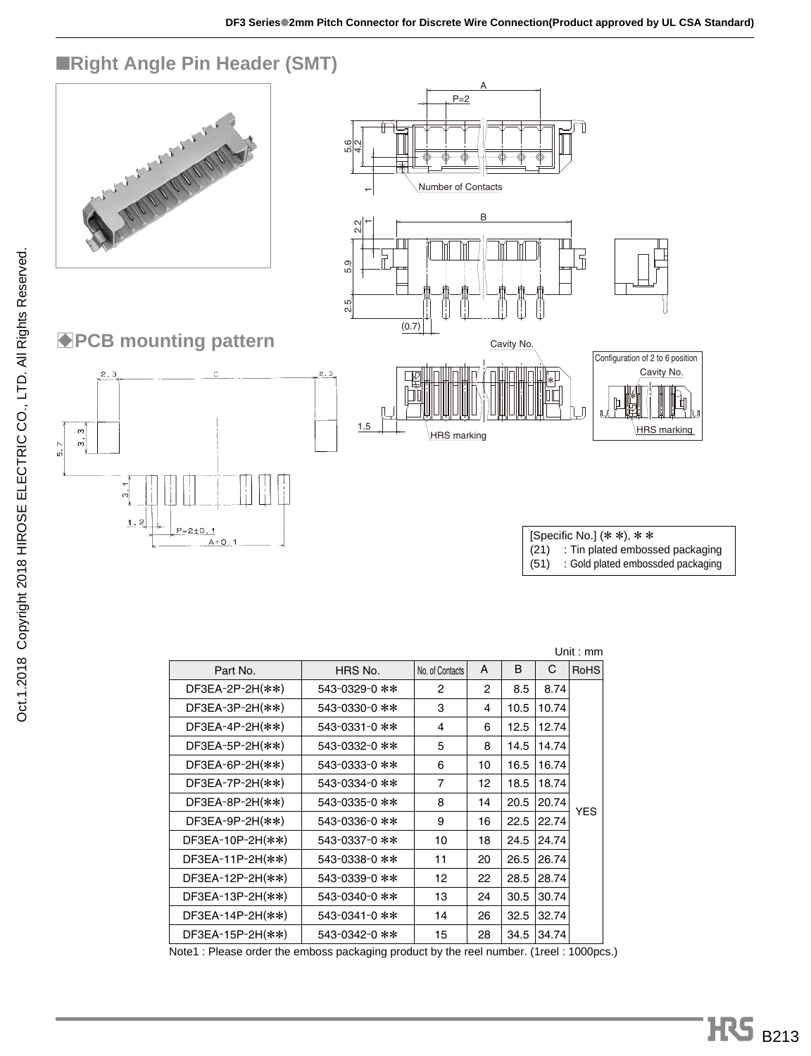## ■Right Angle Pin Header (SMT)

## ◆PCB mounting pattern

[Specific No.] (∗∗), ∗∗
(21) : Tin plated embossed packaging
(51) : Gold plated embossded packaging

Unit : mm

| Part No. | HRS No. | No. of Contacts | A | B | C | RoHS |
|---|---|---|---|---|---|---|
| DF3EA-2P-2H(∗∗) | 543-0329-0 ∗∗ | 2 | 2 | 8.5 | 8.74 | YES |
| DF3EA-3P-2H(∗∗) | 543-0330-0 ∗∗ | 3 | 4 | 10.5 | 10.74 | |
| DF3EA-4P-2H(∗∗) | 543-0331-0 ∗∗ | 4 | 6 | 12.5 | 12.74 | |
| DF3EA-5P-2H(∗∗) | 543-0332-0 ∗∗ | 5 | 8 | 14.5 | 14.74 | |
| DF3EA-6P-2H(∗∗) | 543-0333-0 ∗∗ | 6 | 10 | 16.5 | 16.74 | |
| DF3EA-7P-2H(∗∗) | 543-0334-0 ∗∗ | 7 | 12 | 18.5 | 18.74 | |
| DF3EA-8P-2H(∗∗) | 543-0335-0 ∗∗ | 8 | 14 | 20.5 | 20.74 | |
| DF3EA-9P-2H(∗∗) | 543-0336-0 ∗∗ | 9 | 16 | 22.5 | 22.74 | |
| DF3EA-10P-2H(∗∗) | 543-0337-0 ∗∗ | 10 | 18 | 24.5 | 24.74 | |
| DF3EA-11P-2H(∗∗) | 543-0338-0 ∗∗ | 11 | 20 | 26.5 | 26.74 | |
| DF3EA-12P-2H(∗∗) | 543-0339-0 ∗∗ | 12 | 22 | 28.5 | 28.74 | |
| DF3EA-13P-2H(∗∗) | 543-0340-0 ∗∗ | 13 | 24 | 30.5 | 30.74 | |
| DF3EA-14P-2H(∗∗) | 543-0341-0 ∗∗ | 14 | 26 | 32.5 | 32.74 | |
| DF3EA-15P-2H(∗∗) | 543-0342-0 ∗∗ | 15 | 28 | 34.5 | 34.74 | |

Note1 : Please order the emboss packaging product by the reel number. (1reel : 1000pcs.)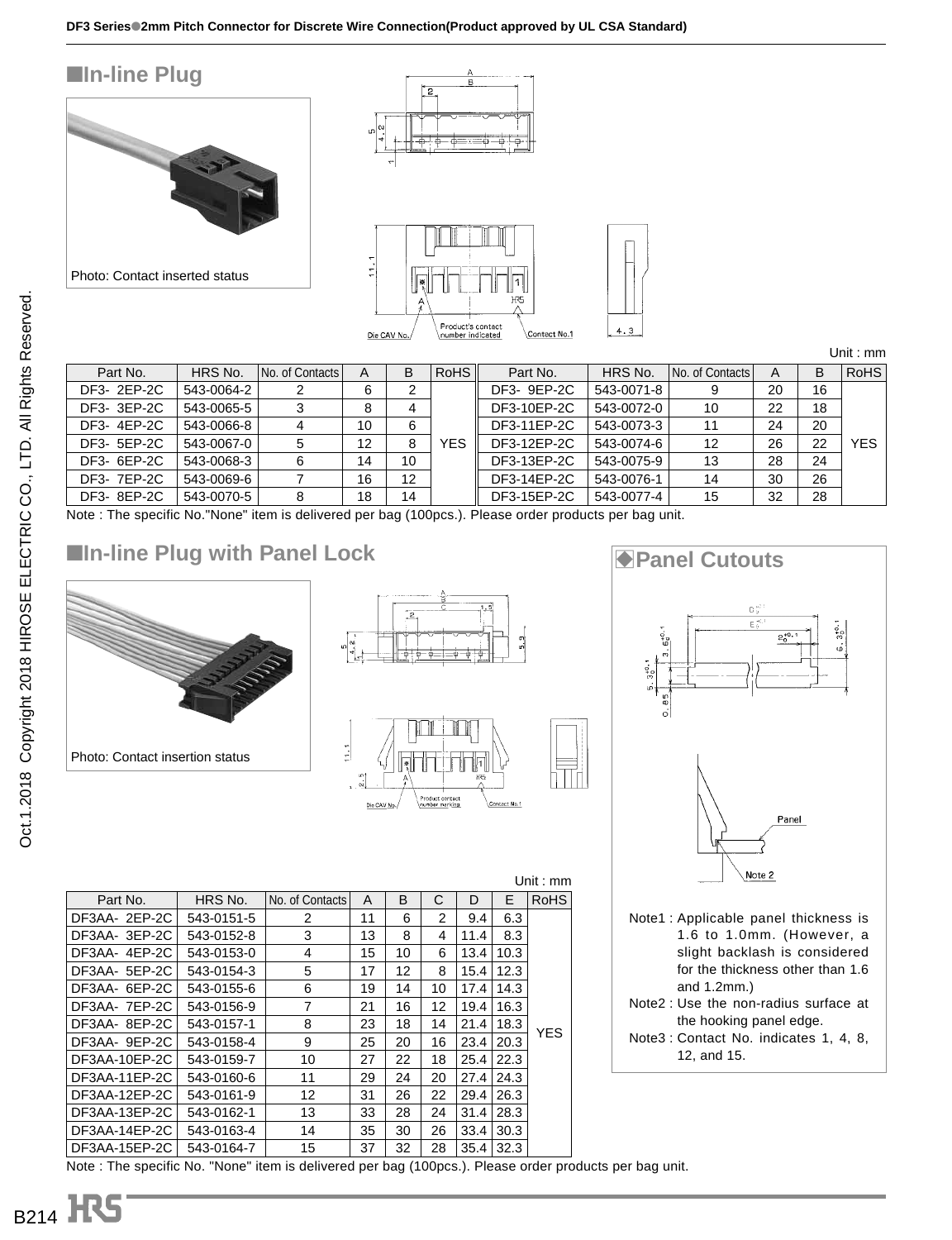## ■In-line Plug

Photo: Contact inserted status

Unit : mm

| Part No. | HRS No. | No. of Contacts | A | B | RoHS | Part No. | HRS No. | No. of Contacts | A | B | RoHS |
|---|---|---|---|---|---|---|---|---|---|---|---|
| DF3- 2EP-2C | 543-0064-2 | 2 | 6 | 2 | YES | DF3- 9EP-2C | 543-0071-8 | 9 | 20 | 16 | YES |
| DF3- 3EP-2C | 543-0065-5 | 3 | 8 | 4 | | DF3-10EP-2C | 543-0072-0 | 10 | 22 | 18 | |
| DF3- 4EP-2C | 543-0066-8 | 4 | 10 | 6 | | DF3-11EP-2C | 543-0073-3 | 11 | 24 | 20 | |
| DF3- 5EP-2C | 543-0067-0 | 5 | 12 | 8 | | DF3-12EP-2C | 543-0074-6 | 12 | 26 | 22 | |
| DF3- 6EP-2C | 543-0068-3 | 6 | 14 | 10 | | DF3-13EP-2C | 543-0075-9 | 13 | 28 | 24 | |
| DF3- 7EP-2C | 543-0069-6 | 7 | 16 | 12 | | DF3-14EP-2C | 543-0076-1 | 14 | 30 | 26 | |
| DF3- 8EP-2C | 543-0070-5 | 8 | 18 | 14 | | DF3-15EP-2C | 543-0077-4 | 15 | 32 | 28 | |

Note : The specific No."None" item is delivered per bag (100pcs.). Please order products per bag unit.

## ■In-line Plug with Panel Lock

Photo: Contact insertion status

Unit : mm

| Part No. | HRS No. | No. of Contacts | A | B | C | D | E | RoHS |
|---|---|---|---|---|---|---|---|---|
| DF3AA- 2EP-2C | 543-0151-5 | 2 | 11 | 6 | 2 | 9.4 | 6.3 | YES |
| DF3AA- 3EP-2C | 543-0152-8 | 3 | 13 | 8 | 4 | 11.4 | 8.3 | |
| DF3AA- 4EP-2C | 543-0153-0 | 4 | 15 | 10 | 6 | 13.4 | 10.3 | |
| DF3AA- 5EP-2C | 543-0154-3 | 5 | 17 | 12 | 8 | 15.4 | 12.3 | |
| DF3AA- 6EP-2C | 543-0155-6 | 6 | 19 | 14 | 10 | 17.4 | 14.3 | |
| DF3AA- 7EP-2C | 543-0156-9 | 7 | 21 | 16 | 12 | 19.4 | 16.3 | |
| DF3AA- 8EP-2C | 543-0157-1 | 8 | 23 | 18 | 14 | 21.4 | 18.3 | |
| DF3AA- 9EP-2C | 543-0158-4 | 9 | 25 | 20 | 16 | 23.4 | 20.3 | |
| DF3AA-10EP-2C | 543-0159-7 | 10 | 27 | 22 | 18 | 25.4 | 22.3 | |
| DF3AA-11EP-2C | 543-0160-6 | 11 | 29 | 24 | 20 | 27.4 | 24.3 | |
| DF3AA-12EP-2C | 543-0161-9 | 12 | 31 | 26 | 22 | 29.4 | 26.3 | |
| DF3AA-13EP-2C | 543-0162-1 | 13 | 33 | 28 | 24 | 31.4 | 28.3 | |
| DF3AA-14EP-2C | 543-0163-4 | 14 | 35 | 30 | 26 | 33.4 | 30.3 | |
| DF3AA-15EP-2C | 543-0164-7 | 15 | 37 | 32 | 28 | 35.4 | 32.3 | |

Note : The specific No. "None" item is delivered per bag (100pcs.). Please order products per bag unit.

## ◆Panel Cutouts

Note1 : Applicable panel thickness is 1.6 to 1.0mm. (However, a slight backlash is considered for the thickness other than 1.6 and 1.2mm.)

Note2 : Use the non-radius surface at the hooking panel edge.

Note3 : Contact No. indicates 1, 4, 8, 12, and 15.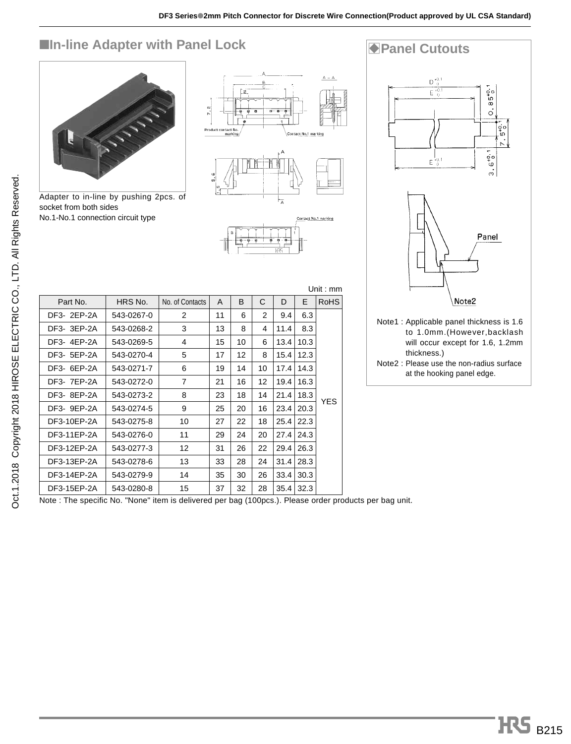## ■In-line Adapter with Panel Lock

Adapter to in-line by pushing 2pcs. of socket from both sides
No.1-No.1 connection circuit type

Unit : mm

| Part No. | HRS No. | No. of Contacts | A | B | C | D | E | RoHS |
|---|---|---|---|---|---|---|---|---|
| DF3- 2EP-2A | 543-0267-0 | 2 | 11 | 6 | 2 | 9.4 | 6.3 | YES |
| DF3- 3EP-2A | 543-0268-2 | 3 | 13 | 8 | 4 | 11.4 | 8.3 | |
| DF3- 4EP-2A | 543-0269-5 | 4 | 15 | 10 | 6 | 13.4 | 10.3 | |
| DF3- 5EP-2A | 543-0270-4 | 5 | 17 | 12 | 8 | 15.4 | 12.3 | |
| DF3- 6EP-2A | 543-0271-7 | 6 | 19 | 14 | 10 | 17.4 | 14.3 | |
| DF3- 7EP-2A | 543-0272-0 | 7 | 21 | 16 | 12 | 19.4 | 16.3 | |
| DF3- 8EP-2A | 543-0273-2 | 8 | 23 | 18 | 14 | 21.4 | 18.3 | |
| DF3- 9EP-2A | 543-0274-5 | 9 | 25 | 20 | 16 | 23.4 | 20.3 | |
| DF3-10EP-2A | 543-0275-8 | 10 | 27 | 22 | 18 | 25.4 | 22.3 | |
| DF3-11EP-2A | 543-0276-0 | 11 | 29 | 24 | 20 | 27.4 | 24.3 | |
| DF3-12EP-2A | 543-0277-3 | 12 | 31 | 26 | 22 | 29.4 | 26.3 | |
| DF3-13EP-2A | 543-0278-6 | 13 | 33 | 28 | 24 | 31.4 | 28.3 | |
| DF3-14EP-2A | 543-0279-9 | 14 | 35 | 30 | 26 | 33.4 | 30.3 | |
| DF3-15EP-2A | 543-0280-8 | 15 | 37 | 32 | 28 | 35.4 | 32.3 | |

Note : The specific No. "None" item is delivered per bag (100pcs.). Please order products per bag unit.

## ◆Panel Cutouts

Note1 : Applicable panel thickness is 1.6 to 1.0mm.(However,backlash will occur except for 1.6, 1.2mm thickness.)

Note2 : Please use the non-radius surface at the hooking panel edge.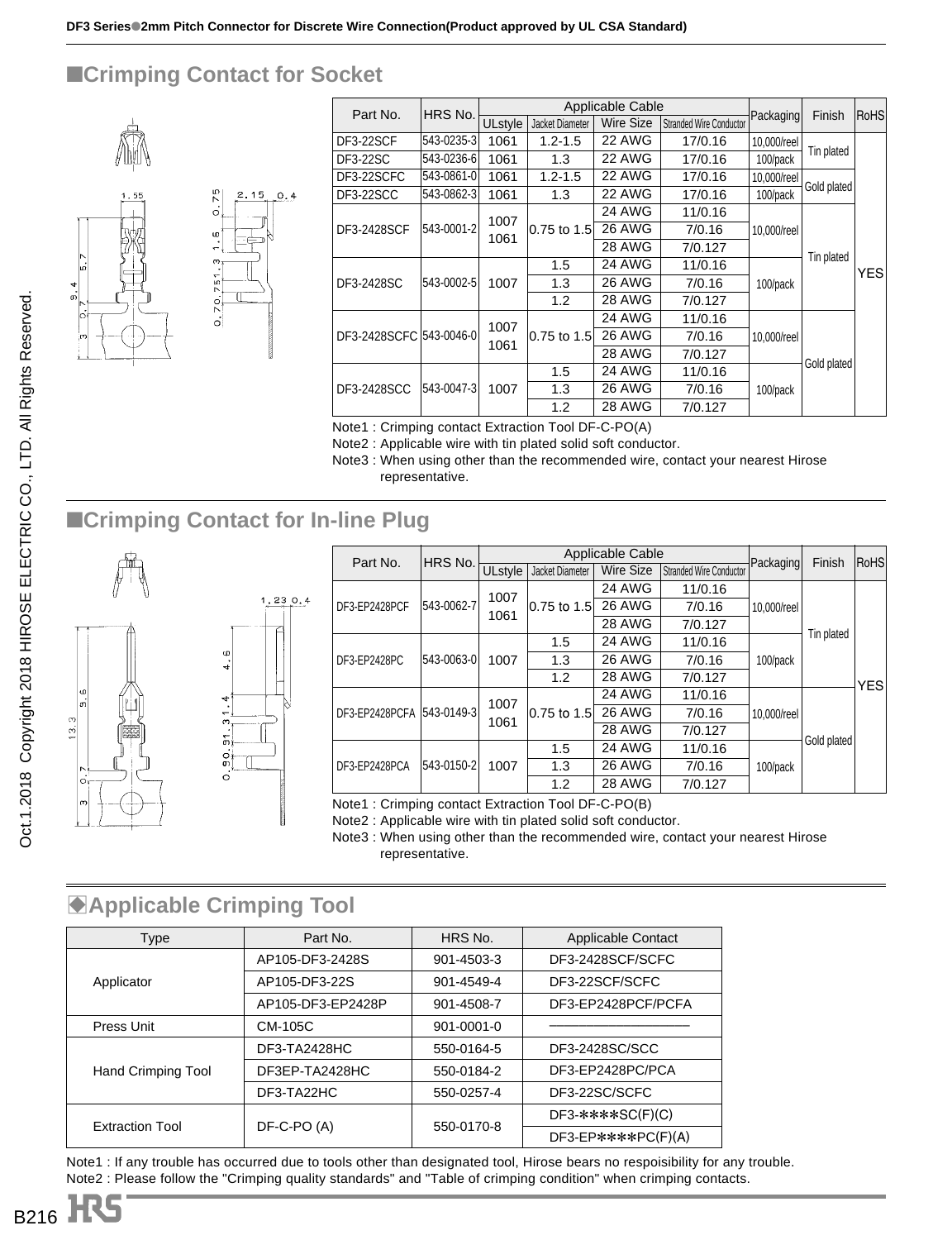## ■Crimping Contact for Socket

| Part No. | HRS No. | Applicable Cable | | | | Packaging | Finish | RoHS |
|---|---|---|---|---|---|---|---|---|
| | | ULstyle | Jacket Diameter | Wire Size | Stranded Wire Conductor | | | |
| DF3-22SCF | 543-0235-3 | 1061 | 1.2-1.5 | 22 AWG | 17/0.16 | 10,000/reel | Tin plated | YES |
| DF3-22SC | 543-0236-6 | 1061 | 1.3 | 22 AWG | 17/0.16 | 100/pack | | |
| DF3-22SCFC | 543-0861-0 | 1061 | 1.2-1.5 | 22 AWG | 17/0.16 | 10,000/reel | Gold plated | |
| DF3-22SCC | 543-0862-3 | 1061 | 1.3 | 22 AWG | 17/0.16 | 100/pack | | |
| DF3-2428SCF | 543-0001-2 | 1007 1061 | 0.75 to 1.5 | 24 AWG | 11/0.16 | 10,000/reel | Tin plated | |
| | | | | 26 AWG | 7/0.16 | | | |
| | | | | 28 AWG | 7/0.127 | | | |
| DF3-2428SC | 543-0002-5 | 1007 | 1.5 | 24 AWG | 11/0.16 | 100/pack | | |
| | | | 1.3 | 26 AWG | 7/0.16 | | | |
| | | | 1.2 | 28 AWG | 7/0.127 | | | |
| DF3-2428SCFC | 543-0046-0 | 1007 1061 | 0.75 to 1.5 | 24 AWG | 11/0.16 | 10,000/reel | Gold plated | |
| | | | | 26 AWG | 7/0.16 | | | |
| | | | | 28 AWG | 7/0.127 | | | |
| DF3-2428SCC | 543-0047-3 | 1007 | 1.5 | 24 AWG | 11/0.16 | 100/pack | | |
| | | | 1.3 | 26 AWG | 7/0.16 | | | |
| | | | 1.2 | 28 AWG | 7/0.127 | | | |

Note1 : Crimping contact Extraction Tool DF-C-PO(A)
Note2 : Applicable wire with tin plated soft conductor.
Note3 : When using other than the recommended wire, contact your nearest Hirose representative.

## ■Crimping Contact for In-line Plug

| Part No. | HRS No. | Applicable Cable | | | | Packaging | Finish | RoHS |
|---|---|---|---|---|---|---|---|---|
| | | ULstyle | Jacket Diameter | Wire Size | Stranded Wire Conductor | | | |
| DF3-EP2428PCF | 543-0062-7 | 1007 1061 | 0.75 to 1.5 | 24 AWG | 11/0.16 | 10,000/reel | Tin plated | YES |
| | | | | 26 AWG | 7/0.16 | | | |
| | | | | 28 AWG | 7/0.127 | | | |
| DF3-EP2428PC | 543-0063-0 | 1007 | 1.5 | 24 AWG | 11/0.16 | 100/pack | | |
| | | | 1.3 | 26 AWG | 7/0.16 | | | |
| | | | 1.2 | 28 AWG | 7/0.127 | | | |
| DF3-EP2428PCFA | 543-0149-3 | 1007 1061 | 0.75 to 1.5 | 24 AWG | 11/0.16 | 10,000/reel | Gold plated | |
| | | | | 26 AWG | 7/0.16 | | | |
| | | | | 28 AWG | 7/0.127 | | | |
| DF3-EP2428PCA | 543-0150-2 | 1007 | 1.5 | 24 AWG | 11/0.16 | 100/pack | | |
| | | | 1.3 | 26 AWG | 7/0.16 | | | |
| | | | 1.2 | 28 AWG | 7/0.127 | | | |

Note1 : Crimping contact Extraction Tool DF-C-PO(B)
Note2 : Applicable wire with tin plated solid soft conductor.
Note3 : When using other than the recommended wire, contact your nearest Hirose representative.

## ◆Applicable Crimping Tool

| Type | Part No. | HRS No. | Applicable Contact |
|---|---|---|---|
| Applicator | AP105-DF3-2428S | 901-4503-3 | DF3-2428SCF/SCFC |
| | AP105-DF3-22S | 901-4549-4 | DF3-22SCF/SCFC |
| | AP105-DF3-EP2428P | 901-4508-7 | DF3-EP2428PCF/PCFA |
| Press Unit | CM-105C | 901-0001-0 | —————— |
| Hand Crimping Tool | DF3-TA2428HC | 550-0164-5 | DF3-2428SC/SCC |
| | DF3EP-TA2428HC | 550-0184-2 | DF3-EP2428PC/PCA |
| | DF3-TA22HC | 550-0257-4 | DF3-22SC/SCFC |
| Extraction Tool | DF-C-PO (A) | 550-0170-8 | DF3-∗∗∗∗SC(F)(C) |
| | | | DF3-EP∗∗∗∗PC(F)(A) |

Note1 : If any trouble has occurred due to tools other than designated tool, Hirose bears no respoisibility for any trouble.
Note2 : Please follow the "Crimping quality standards" and "Table of crimping condition" when crimping contacts.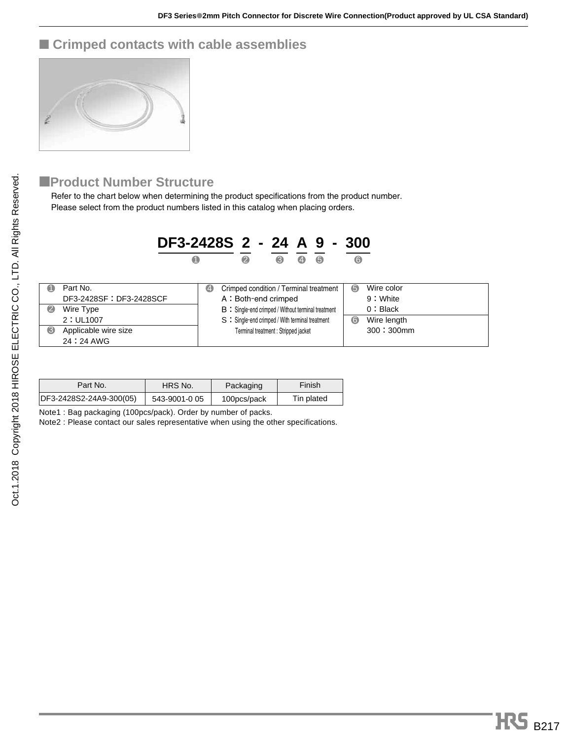## ■ Crimped contacts with cable assemblies

## ■Product Number Structure

Refer to the chart below when determining the product specifications from the product number.
Please select from the product numbers listed in this catalog when placing orders.

**DF3-2428S 2 - 24 A 9 - 300**

❶ ❷ ❸ ❹ ❺ ❻

| | | |
|---|---|---|
| ❶ Part No.<br>DF3-2428SF：DF3-2428SCF | ❹ Crimped condition / Terminal treatment<br>A：Both-end crimped<br>B：Single-end crimped / Without terminal treatment<br>S：Single-end crimped / With terminal treatment<br>Terminal treatment : Stripped jacket | ❺ Wire color<br>9：White<br>0：Black |
| ❷ Wire Type<br>2：UL1007 | | ❻ Wire length<br>300：300mm |
| ❸ Applicable wire size<br>24：24 AWG | | |

| Part No. | HRS No. | Packaging | Finish |
|---|---|---|---|
| DF3-2428S2-24A9-300(05) | 543-9001-0 05 | 100pcs/pack | Tin plated |

Note1 : Bag packaging (100pcs/pack). Order by number of packs.
Note2 : Please contact our sales representative when using the other specifications.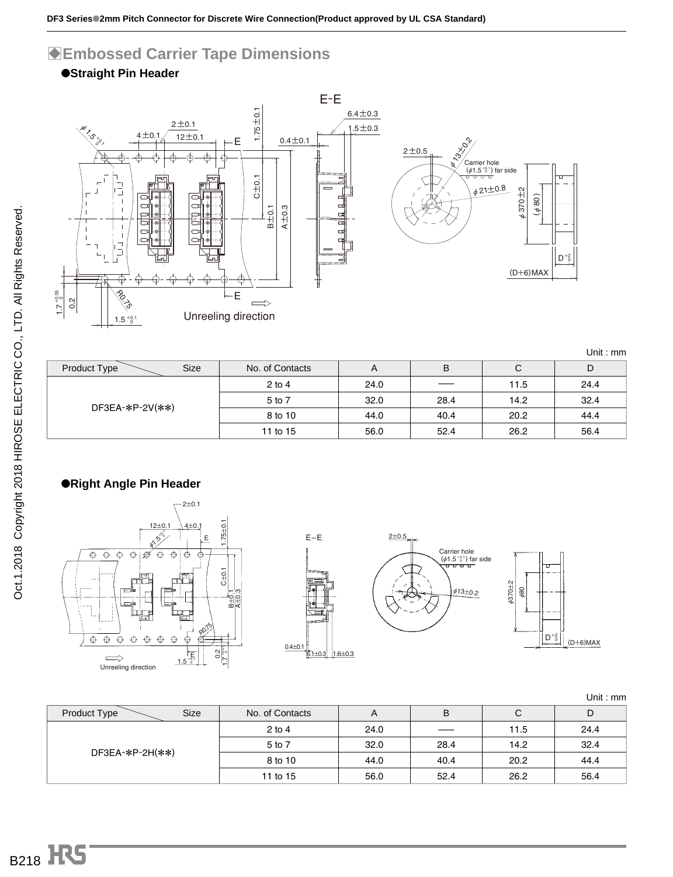## Embossed Carrier Tape Dimensions

### ●Straight Pin Header

Unit : mm

| Product Type / Size | No. of Contacts | A | B | C | D |
|---|---|---|---|---|---|
| DF3EA-*P-2V(**) | 2 to 4 | 24.0 | —— | 11.5 | 24.4 |
| | 5 to 7 | 32.0 | 28.4 | 14.2 | 32.4 |
| | 8 to 10 | 44.0 | 40.4 | 20.2 | 44.4 |
| | 11 to 15 | 56.0 | 52.4 | 26.2 | 56.4 |

### ●Right Angle Pin Header

Unit : mm

| Product Type / Size | No. of Contacts | A | B | C | D |
|---|---|---|---|---|---|
| DF3EA-*P-2H(**) | 2 to 4 | 24.0 | —— | 11.5 | 24.4 |
| | 5 to 7 | 32.0 | 28.4 | 14.2 | 32.4 |
| | 8 to 10 | 44.0 | 40.4 | 20.2 | 44.4 |
| | 11 to 15 | 56.0 | 52.4 | 26.2 | 56.4 |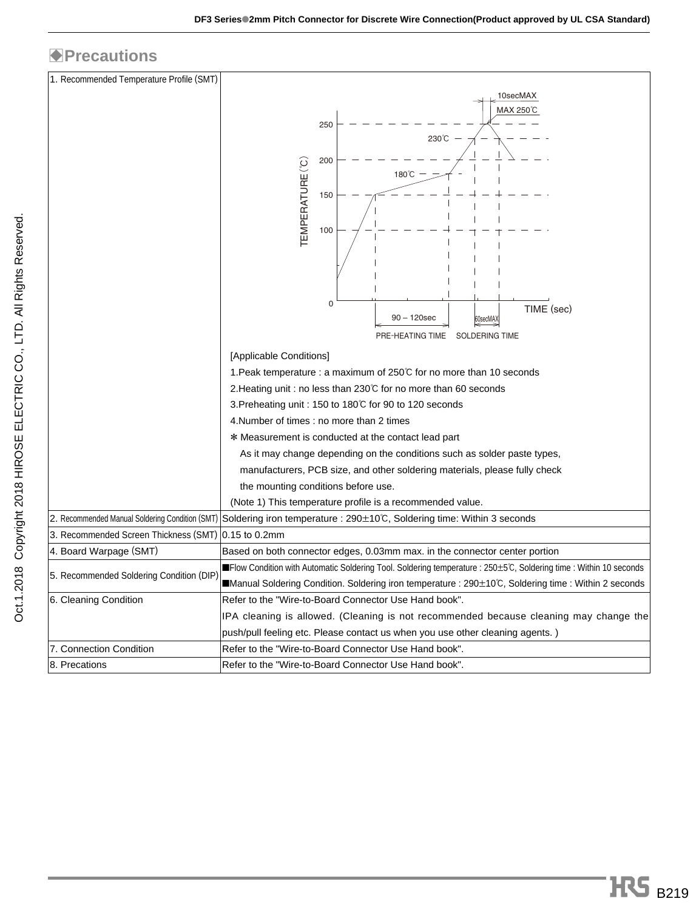## ◆Precautions

| | |
|---|---|
| 1. Recommended Temperature Profile (SMT) | [Applicable Conditions]<br>1.Peak temperature : a maximum of 250℃ for no more than 10 seconds<br>2.Heating unit : no less than 230℃ for no more than 60 seconds<br>3.Preheating unit : 150 to 180℃ for 90 to 120 seconds<br>4.Number of times : no more than 2 times<br>✻ Measurement is conducted at the contact lead part<br>As it may change depending on the conditions such as solder paste types, manufacturers, PCB size, and other soldering materials, please fully check the mounting conditions before use.<br>(Note 1) This temperature profile is a recommended value. |
| 2. Recommended Manual Soldering Condition (SMT) | Soldering iron temperature : 290±10℃, Soldering time: Within 3 seconds |
| 3. Recommended Screen Thickness (SMT) | 0.15 to 0.2mm |
| 4. Board Warpage (SMT) | Based on both connector edges, 0.03mm max. in the connector center portion |
| 5. Recommended Soldering Condition (DIP) | ■Flow Condition with Automatic Soldering Tool. Soldering temperature : 250±5℃, Soldering time : Within 10 seconds<br>■Manual Soldering Condition. Soldering iron temperature : 290±10℃, Soldering time : Within 2 seconds |
| 6. Cleaning Condition | Refer to the "Wire-to-Board Connector Use Hand book".<br>IPA cleaning is allowed. (Cleaning is not recommended because cleaning may change the push/pull feeling etc. Please contact us when you use other cleaning agents. ) |
| 7. Connection Condition | Refer to the "Wire-to-Board Connector Use Hand book". |
| 8. Precations | Refer to the "Wire-to-Board Connector Use Hand book". |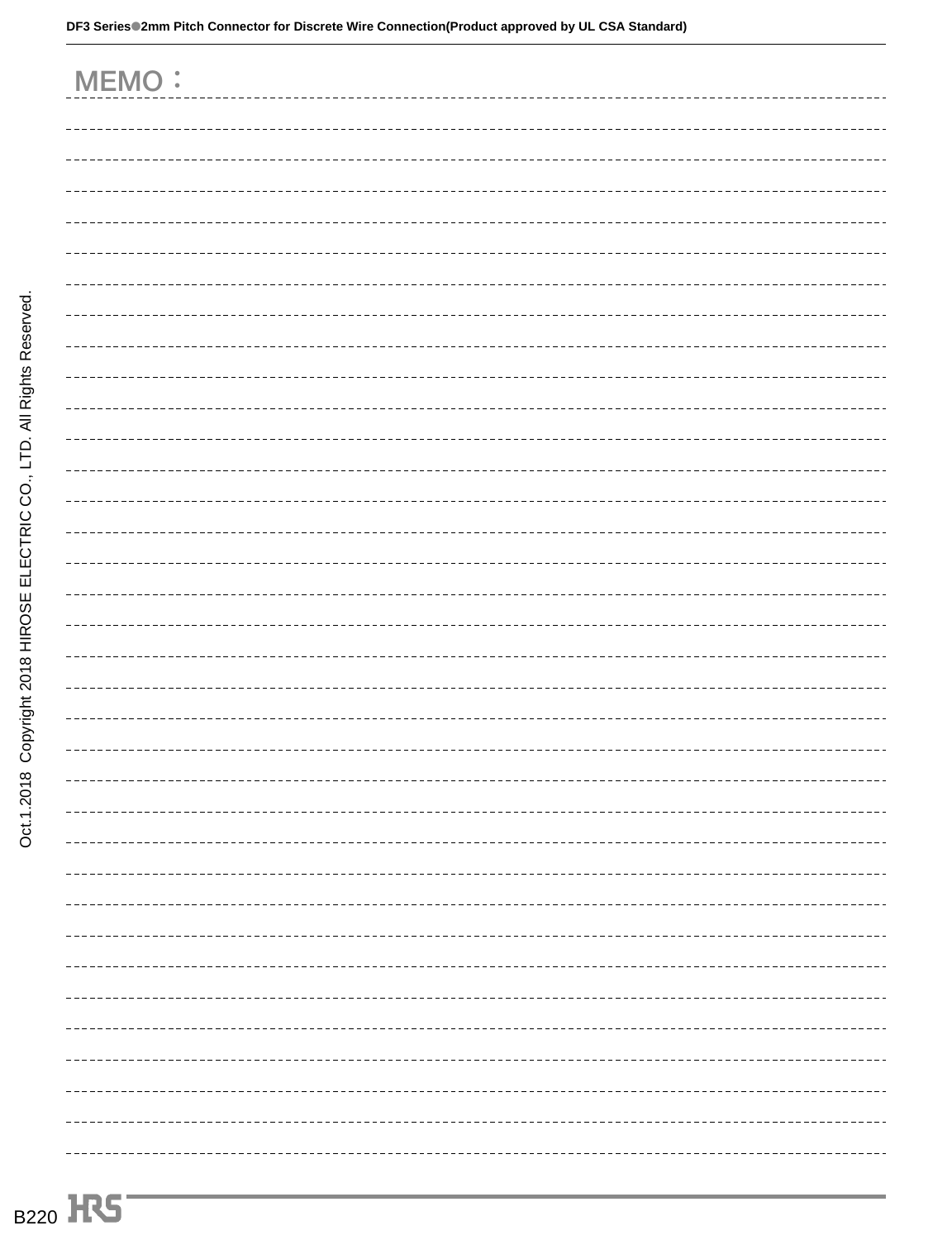MEMO：